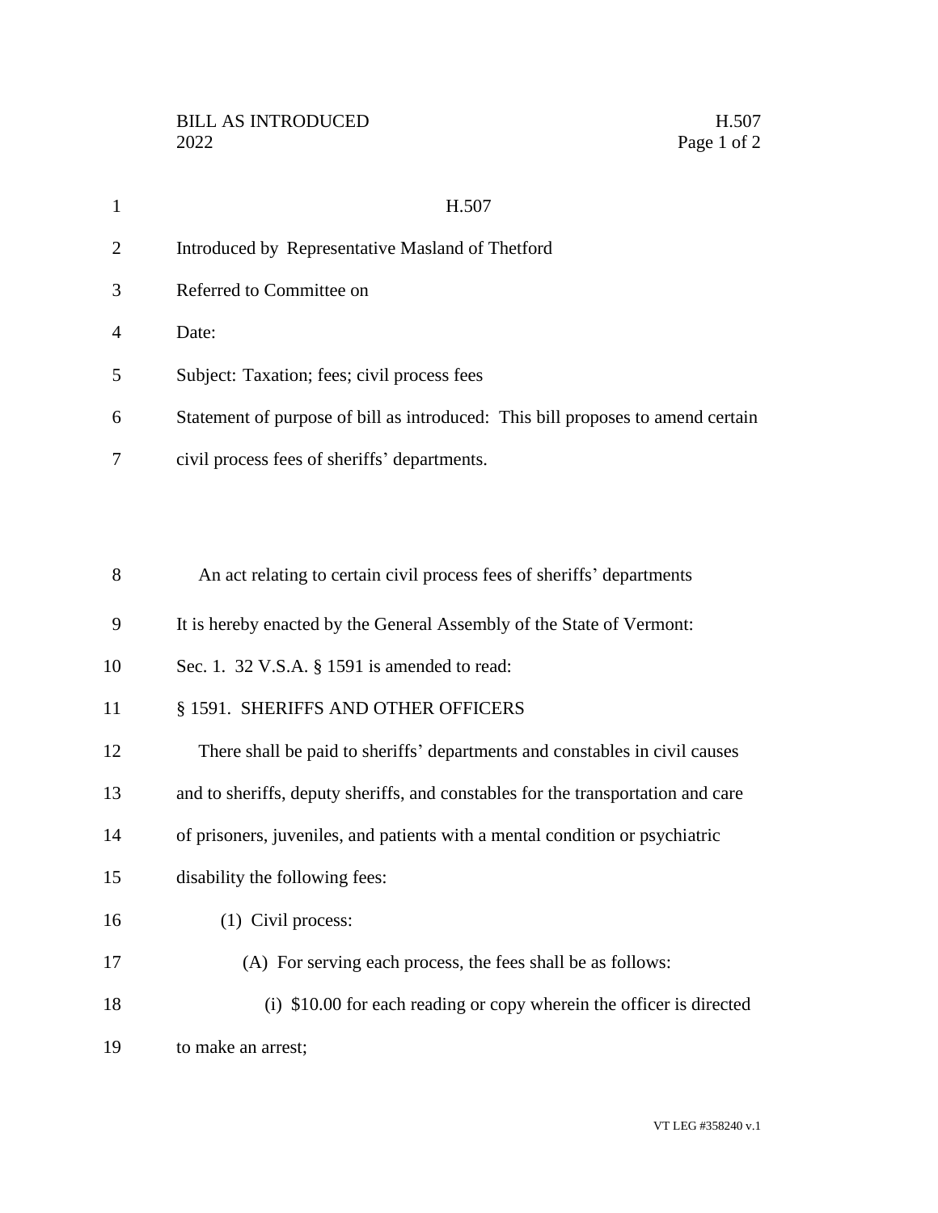# H.507

Introduced by Representative Masland of Thetford

Referred to Committee on

Date:

Subject: Taxation; fees; civil process fees

Statement of purpose of bill as introduced: This bill proposes to amend certain civil process fees of sheriffs' departments.

An act relating to certain civil process fees of sheriffs' departments

It is hereby enacted by the General Assembly of the State of Vermont:

Sec. 1. 32 V.S.A. § 1591 is amended to read:

§ 1591. SHERIFFS AND OTHER OFFICERS

There shall be paid to sheriffs' departments and constables in civil causes and to sheriffs, deputy sheriffs, and constables for the transportation and care of prisoners, juveniles, and patients with a mental condition or psychiatric disability the following fees:

(1) Civil process:

(A) For serving each process, the fees shall be as follows:

(i) $10.00 for each reading or copy wherein the officer is directed to make an arrest;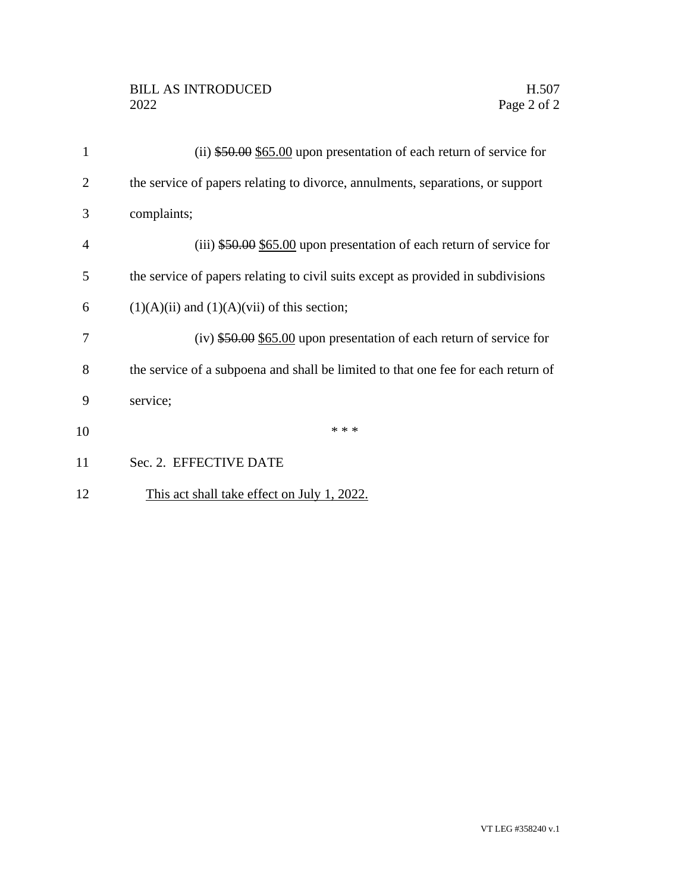(ii) ~~$50.00~~ <u>$65.00</u> upon presentation of each return of service for the service of papers relating to divorce, annulments, separations, or support complaints;

(iii) ~~$50.00~~ <u>$65.00</u> upon presentation of each return of service for the service of papers relating to civil suits except as provided in subdivisions (1)(A)(ii) and (1)(A)(vii) of this section;

(iv) ~~$50.00~~ <u>$65.00</u> upon presentation of each return of service for the service of a subpoena and shall be limited to that one fee for each return of service;

\* \* \*

Sec. 2. EFFECTIVE DATE

<u>This act shall take effect on July 1, 2022.</u>